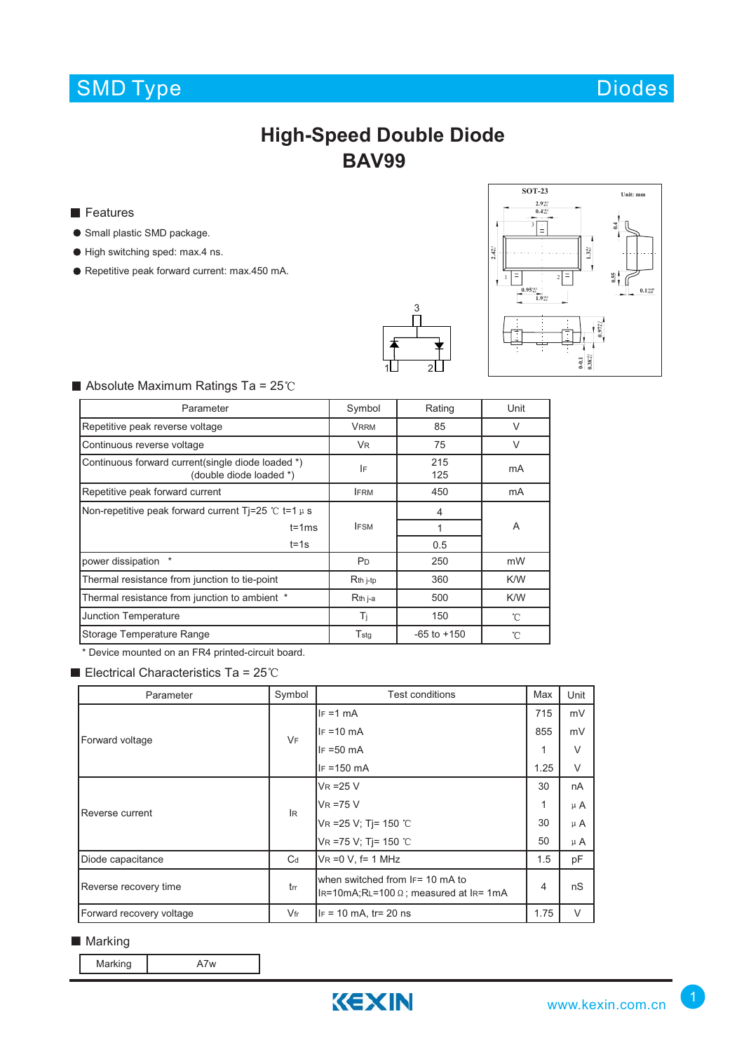# SMD Type — Diodes

# High-Speed Double Diode
# BAV99

## Features

- Small plastic SMD package.
- High switching sped: max.4 ns.
- Repetitive peak forward current: max.450 mA.

## Absolute Maximum Ratings Ta = 25℃

| Parameter | Symbol | Rating | Unit |
|---|---|---|---|
| Repetitive peak reverse voltage | $V_{RRM}$ | 85 | V |
| Continuous reverse voltage | $V_R$ | 75 | V |
| Continuous forward current(single diode loaded *) (double diode loaded *) | $I_F$ | 215<br>125 | mA |
| Repetitive peak forward current | $I_{FRM}$ | 450 | mA |
| Non-repetitive peak forward current Tj=25 ℃ t=1 μ s | $I_{FSM}$ | 4 | A |
| t=1ms | | 1 | |
| t=1s | | 0.5 | |
| power dissipation * | $P_D$ | 250 | mW |
| Thermal resistance from junction to tie-point | $R_{th\ j\text{-}tp}$ | 360 | K/W |
| Thermal resistance from junction to ambient * | $R_{th\ j\text{-}a}$ | 500 | K/W |
| Junction Temperature | $T_j$ | 150 | ℃ |
| Storage Temperature Range | $T_{stg}$ | -65 to +150 | ℃ |

\* Device mounted on an FR4 printed-circuit board.

## Electrical Characteristics Ta = 25℃

| Parameter | Symbol | Test conditions | Max | Unit |
|---|---|---|---|---|
| Forward voltage | $V_F$ | $I_F$ =1 mA | 715 | mV |
| | | $I_F$ =10 mA | 855 | mV |
| | | $I_F$ =50 mA | 1 | V |
| | | $I_F$ =150 mA | 1.25 | V |
| Reverse current | $I_R$ | $V_R$ =25 V | 30 | nA |
| | | $V_R$ =75 V | 1 | μ A |
| | | $V_R$ =25 V; Tj= 150 ℃ | 30 | μ A |
| | | $V_R$ =75 V; Tj= 150 ℃ | 50 | μ A |
| Diode capacitance | $C_d$ | $V_R$ =0 V, f= 1 MHz | 1.5 | pF |
| Reverse recovery time | $t_{rr}$ | when switched from $I_F$= 10 mA to $I_R$=10mA;$R_L$=100 Ω ; measured at $I_R$= 1mA | 4 | nS |
| Forward recovery voltage | $V_{fr}$ | $I_F$ = 10 mA, tr= 20 ns | 1.75 | V |

## Marking

| Marking | A7w |
|---|---|

KEXIN www.kexin.com.cn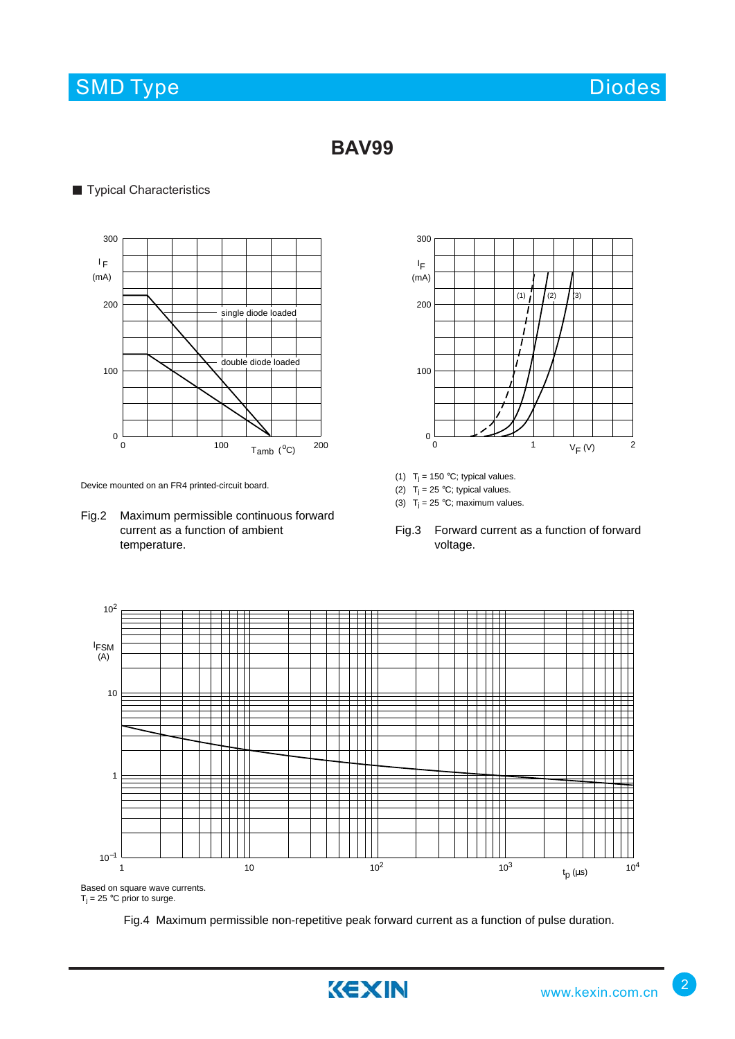# BAV99

## Typical Characteristics

Device mounted on an FR4 printed-circuit board.

Fig.2 Maximum permissible continuous forward current as a function of ambient temperature.

(1) $T_j$ = 150 °C; typical values.
(2) $T_j$ = 25 °C; typical values.
(3) $T_j$ = 25 °C; maximum values.

Fig.3 Forward current as a function of forward voltage.

Based on square wave currents.
$T_j$ = 25 °C prior to surge.

Fig.4 Maximum permissible non-repetitive peak forward current as a function of pulse duration.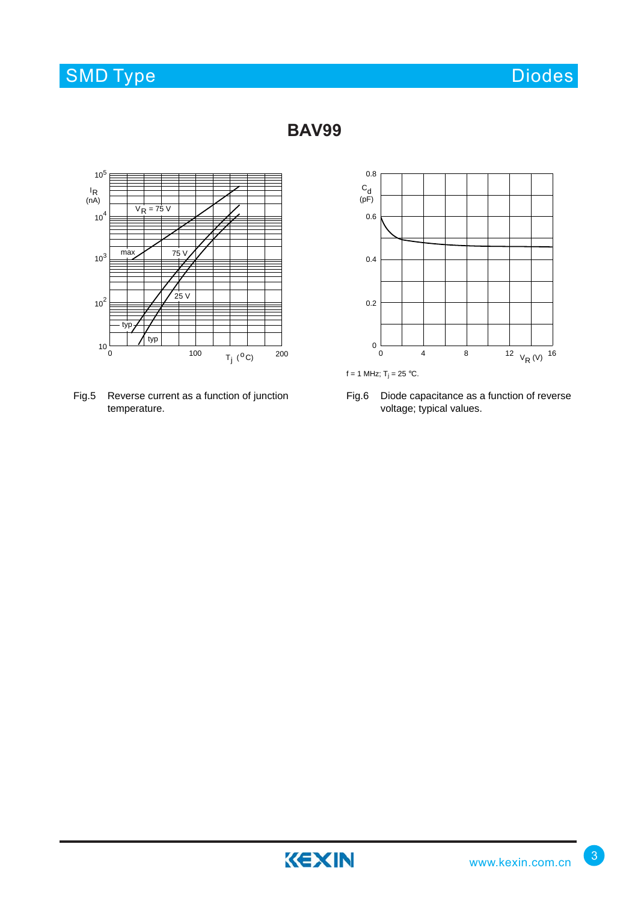# BAV99

$10^5$

$I_R$ (nA)

$10^4$

$V_R$ = 75 V

$10^3$

max

75 V

25 V

$10^2$

typ

typ

10

0

100

$T_j$ (°C)

200

Fig.5 Reverse current as a function of junction temperature.

0.8

$C_d$ (pF)

0.6

0.4

0.2

0

0

4

8

12

$V_R$ (V)

16

f = 1 MHz; $T_j$ = 25 °C.

Fig.6 Diode capacitance as a function of reverse voltage; typical values.